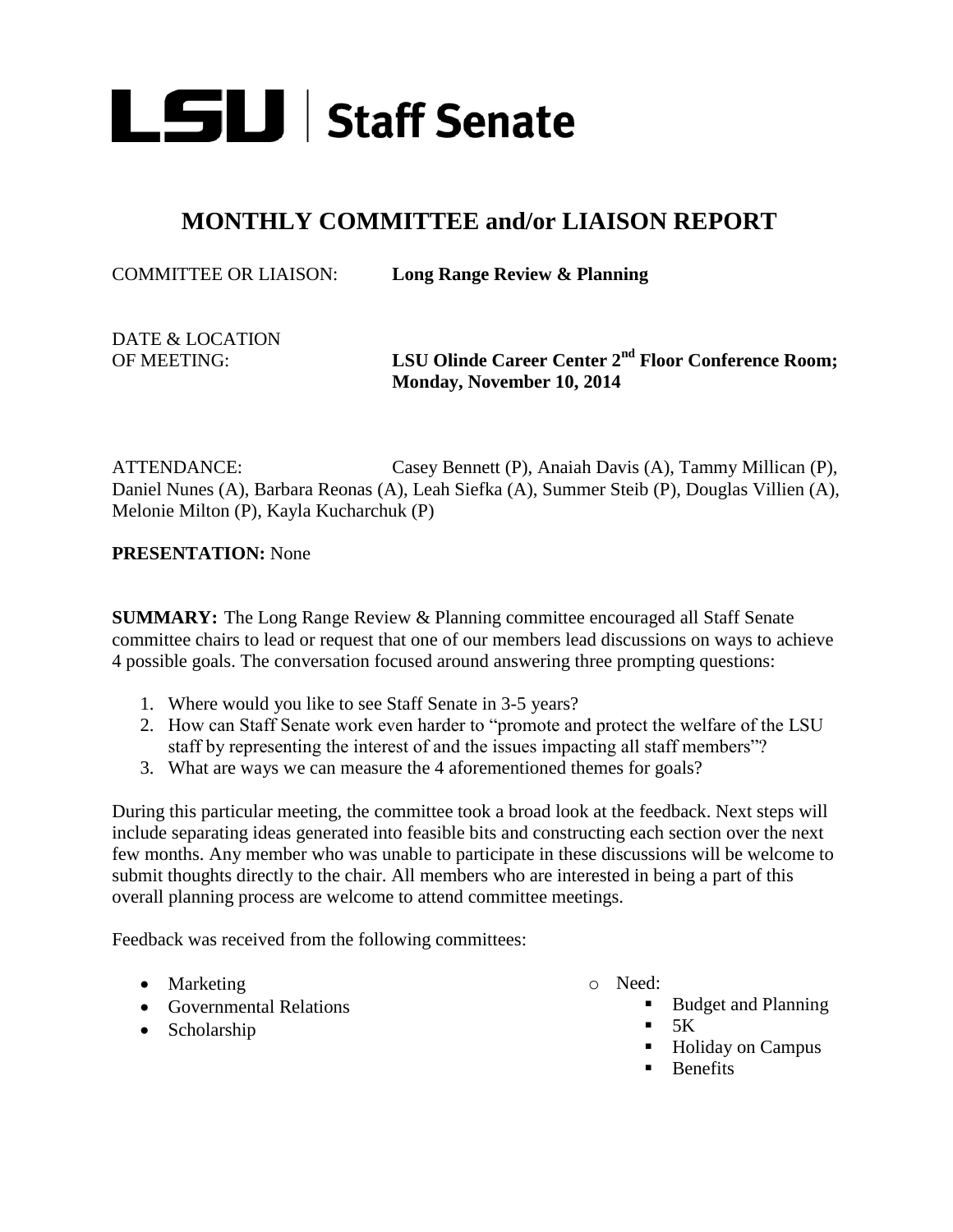# LSU | Staff Senate

## MONTHLY COMMITTEE and/or LIAISON REPORT

COMMITTEE OR LIAISON: **Long Range Review & Planning**

DATE & LOCATION OF MEETING: **LSU Olinde Career Center 2nd Floor Conference Room; Monday, November 10, 2014**

ATTENDANCE: Casey Bennett (P), Anaiah Davis (A), Tammy Millican (P), Daniel Nunes (A), Barbara Reonas (A), Leah Siefka (A), Summer Steib (P), Douglas Villien (A), Melonie Milton (P), Kayla Kucharchuk (P)

**PRESENTATION:** None

**SUMMARY:** The Long Range Review & Planning committee encouraged all Staff Senate committee chairs to lead or request that one of our members lead discussions on ways to achieve 4 possible goals. The conversation focused around answering three prompting questions:

1. Where would you like to see Staff Senate in 3-5 years?
2. How can Staff Senate work even harder to "promote and protect the welfare of the LSU staff by representing the interest of and the issues impacting all staff members"?
3. What are ways we can measure the 4 aforementioned themes for goals?

During this particular meeting, the committee took a broad look at the feedback. Next steps will include separating ideas generated into feasible bits and constructing each section over the next few months. Any member who was unable to participate in these discussions will be welcome to submit thoughts directly to the chair. All members who are interested in being a part of this overall planning process are welcome to attend committee meetings.

Feedback was received from the following committees:

- Marketing
- Governmental Relations
- Scholarship
    - Need:
        - Budget and Planning
        - 5K
        - Holiday on Campus
        - Benefits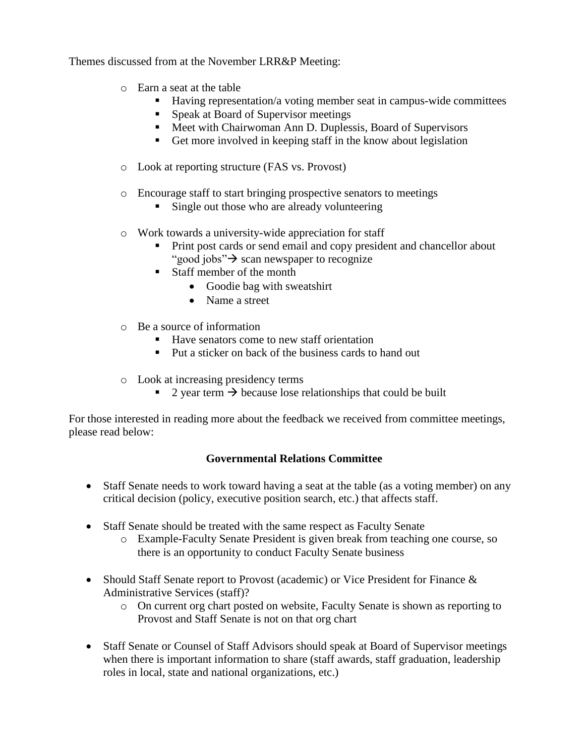Themes discussed from at the November LRR&P Meeting:

- Earn a seat at the table
    - Having representation/a voting member seat in campus-wide committees
    - Speak at Board of Supervisor meetings
    - Meet with Chairwoman Ann D. Duplessis, Board of Supervisors
    - Get more involved in keeping staff in the know about legislation

- Look at reporting structure (FAS vs. Provost)

- Encourage staff to start bringing prospective senators to meetings
    - Single out those who are already volunteering

- Work towards a university-wide appreciation for staff
    - Print post cards or send email and copy president and chancellor about "good jobs"→ scan newspaper to recognize
    - Staff member of the month
        - Goodie bag with sweatshirt
        - Name a street

- Be a source of information
    - Have senators come to new staff orientation
    - Put a sticker on back of the business cards to hand out

- Look at increasing presidency terms
    - 2 year term → because lose relationships that could be built

For those interested in reading more about the feedback we received from committee meetings, please read below:

## Governmental Relations Committee

- Staff Senate needs to work toward having a seat at the table (as a voting member) on any critical decision (policy, executive position search, etc.) that affects staff.

- Staff Senate should be treated with the same respect as Faculty Senate
    - Example-Faculty Senate President is given break from teaching one course, so there is an opportunity to conduct Faculty Senate business

- Should Staff Senate report to Provost (academic) or Vice President for Finance & Administrative Services (staff)?
    - On current org chart posted on website, Faculty Senate is shown as reporting to Provost and Staff Senate is not on that org chart

- Staff Senate or Counsel of Staff Advisors should speak at Board of Supervisor meetings when there is important information to share (staff awards, staff graduation, leadership roles in local, state and national organizations, etc.)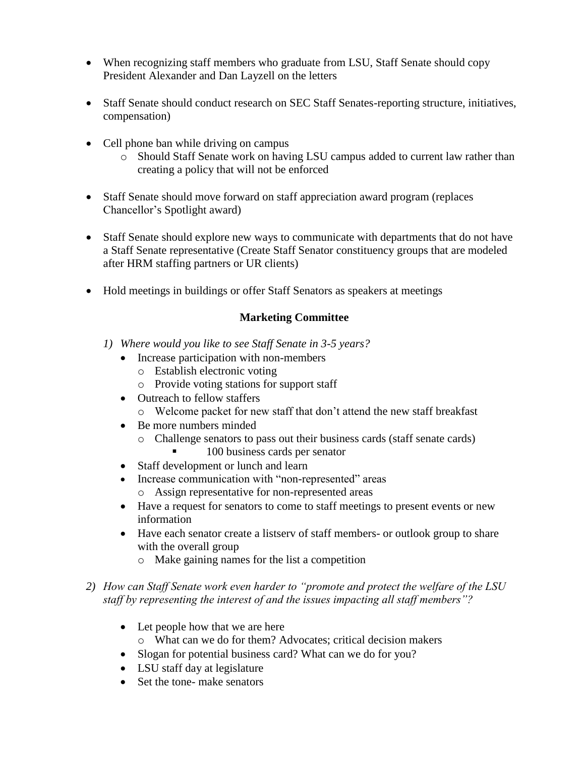- When recognizing staff members who graduate from LSU, Staff Senate should copy President Alexander and Dan Layzell on the letters

- Staff Senate should conduct research on SEC Staff Senates-reporting structure, initiatives, compensation)

- Cell phone ban while driving on campus
    - Should Staff Senate work on having LSU campus added to current law rather than creating a policy that will not be enforced

- Staff Senate should move forward on staff appreciation award program (replaces Chancellor's Spotlight award)

- Staff Senate should explore new ways to communicate with departments that do not have a Staff Senate representative (Create Staff Senator constituency groups that are modeled after HRM staffing partners or UR clients)

- Hold meetings in buildings or offer Staff Senators as speakers at meetings

### Marketing Committee

1) *Where would you like to see Staff Senate in 3-5 years?*
    - Increase participation with non-members
        - Establish electronic voting
        - Provide voting stations for support staff
    - Outreach to fellow staffers
        - Welcome packet for new staff that don't attend the new staff breakfast
    - Be more numbers minded
        - Challenge senators to pass out their business cards (staff senate cards)
            - 100 business cards per senator
    - Staff development or lunch and learn
    - Increase communication with "non-represented" areas
        - Assign representative for non-represented areas
    - Have a request for senators to come to staff meetings to present events or new information
    - Have each senator create a listserv of staff members- or outlook group to share with the overall group
        - Make gaining names for the list a competition

2) *How can Staff Senate work even harder to "promote and protect the welfare of the LSU staff by representing the interest of and the issues impacting all staff members"?*

    - Let people how that we are here
        - What can we do for them? Advocates; critical decision makers
    - Slogan for potential business card? What can we do for you?
    - LSU staff day at legislature
    - Set the tone- make senators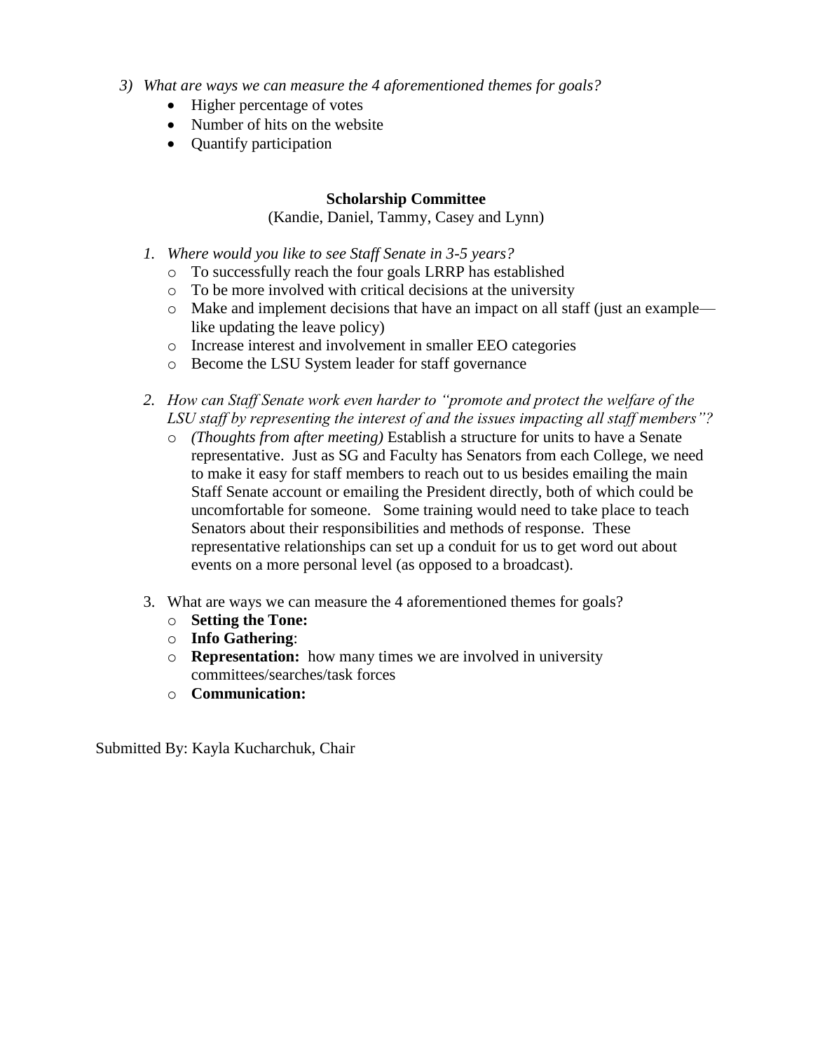3) *What are ways we can measure the 4 aforementioned themes for goals?*
    - Higher percentage of votes
    - Number of hits on the website
    - Quantify participation

**Scholarship Committee**

(Kandie, Daniel, Tammy, Casey and Lynn)

1. *Where would you like to see Staff Senate in 3-5 years?*
    - To successfully reach the four goals LRRP has established
    - To be more involved with critical decisions at the university
    - Make and implement decisions that have an impact on all staff (just an example—like updating the leave policy)
    - Increase interest and involvement in smaller EEO categories
    - Become the LSU System leader for staff governance
2. *How can Staff Senate work even harder to "promote and protect the welfare of the LSU staff by representing the interest of and the issues impacting all staff members"?*
    - *(Thoughts from after meeting)* Establish a structure for units to have a Senate representative. Just as SG and Faculty has Senators from each College, we need to make it easy for staff members to reach out to us besides emailing the main Staff Senate account or emailing the President directly, both of which could be uncomfortable for someone. Some training would need to take place to teach Senators about their responsibilities and methods of response. These representative relationships can set up a conduit for us to get word out about events on a more personal level (as opposed to a broadcast).
3. What are ways we can measure the 4 aforementioned themes for goals?
    - **Setting the Tone:**
    - **Info Gathering**:
    - **Representation:** how many times we are involved in university committees/searches/task forces
    - **Communication:**

Submitted By: Kayla Kucharchuk, Chair